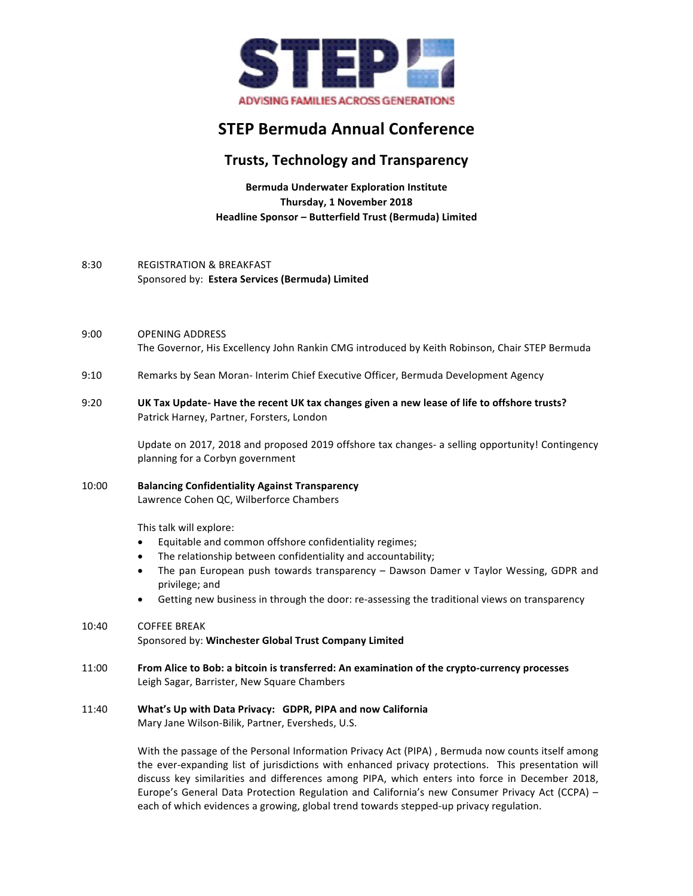STEP

ADVISING FAMILIES ACROSS GENERATIONS

# STEP Bermuda Annual Conference

## Trusts, Technology and Transparency

**Bermuda Underwater Exploration Institute**
**Thursday, 1 November 2018**
**Headline Sponsor – Butterfield Trust (Bermuda) Limited**

8:30 REGISTRATION & BREAKFAST
Sponsored by: **Estera Services (Bermuda) Limited**

9:00 OPENING ADDRESS
The Governor, His Excellency John Rankin CMG introduced by Keith Robinson, Chair STEP Bermuda

9:10 Remarks by Sean Moran- Interim Chief Executive Officer, Bermuda Development Agency

9:20 **UK Tax Update- Have the recent UK tax changes given a new lease of life to offshore trusts?**
Patrick Harney, Partner, Forsters, London

Update on 2017, 2018 and proposed 2019 offshore tax changes- a selling opportunity! Contingency planning for a Corbyn government

10:00 **Balancing Confidentiality Against Transparency**
Lawrence Cohen QC, Wilberforce Chambers

This talk will explore:

- Equitable and common offshore confidentiality regimes;
- The relationship between confidentiality and accountability;
- The pan European push towards transparency – Dawson Damer v Taylor Wessing, GDPR and privilege; and
- Getting new business in through the door: re-assessing the traditional views on transparency

10:40 COFFEE BREAK
Sponsored by: **Winchester Global Trust Company Limited**

11:00 **From Alice to Bob: a bitcoin is transferred: An examination of the crypto-currency processes**
Leigh Sagar, Barrister, New Square Chambers

11:40 **What's Up with Data Privacy: GDPR, PIPA and now California**
Mary Jane Wilson-Bilik, Partner, Eversheds, U.S.

With the passage of the Personal Information Privacy Act (PIPA) , Bermuda now counts itself among the ever-expanding list of jurisdictions with enhanced privacy protections. This presentation will discuss key similarities and differences among PIPA, which enters into force in December 2018, Europe's General Data Protection Regulation and California's new Consumer Privacy Act (CCPA) – each of which evidences a growing, global trend towards stepped-up privacy regulation.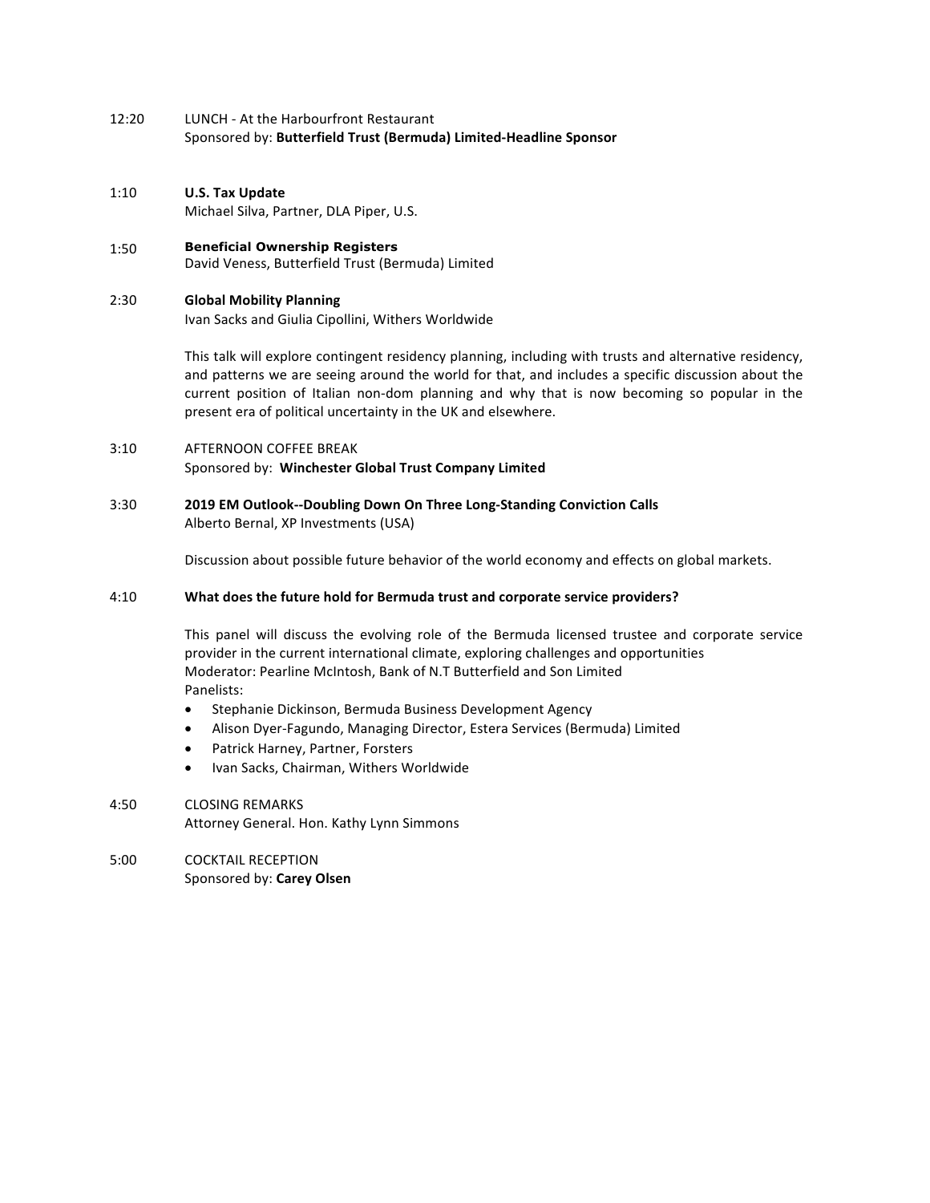12:20 LUNCH - At the Harbourfront Restaurant
Sponsored by: **Butterfield Trust (Bermuda) Limited-Headline Sponsor**

1:10 **U.S. Tax Update**
Michael Silva, Partner, DLA Piper, U.S.

1:50 **Beneficial Ownership Registers**
David Veness, Butterfield Trust (Bermuda) Limited

2:30 **Global Mobility Planning**
Ivan Sacks and Giulia Cipollini, Withers Worldwide

This talk will explore contingent residency planning, including with trusts and alternative residency, and patterns we are seeing around the world for that, and includes a specific discussion about the current position of Italian non-dom planning and why that is now becoming so popular in the present era of political uncertainty in the UK and elsewhere.

3:10 AFTERNOON COFFEE BREAK
Sponsored by: **Winchester Global Trust Company Limited**

3:30 **2019 EM Outlook--Doubling Down On Three Long-Standing Conviction Calls**
Alberto Bernal, XP Investments (USA)

Discussion about possible future behavior of the world economy and effects on global markets.

4:10 **What does the future hold for Bermuda trust and corporate service providers?**

This panel will discuss the evolving role of the Bermuda licensed trustee and corporate service provider in the current international climate, exploring challenges and opportunities
Moderator: Pearline McIntosh, Bank of N.T Butterfield and Son Limited
Panelists:

- Stephanie Dickinson, Bermuda Business Development Agency
- Alison Dyer-Fagundo, Managing Director, Estera Services (Bermuda) Limited
- Patrick Harney, Partner, Forsters
- Ivan Sacks, Chairman, Withers Worldwide

4:50 CLOSING REMARKS
Attorney General. Hon. Kathy Lynn Simmons

5:00 COCKTAIL RECEPTION
Sponsored by: **Carey Olsen**